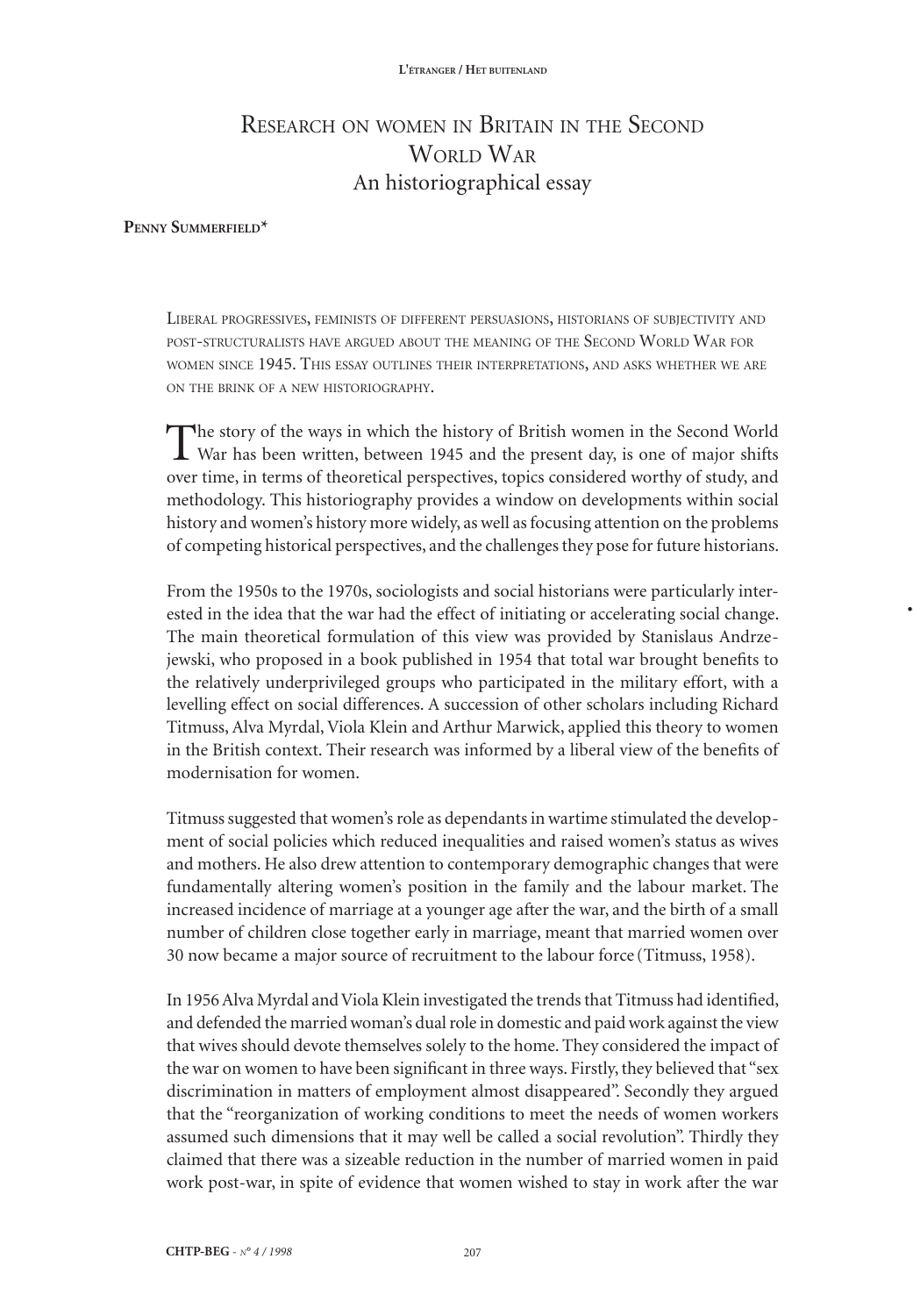# Research on women in Britain in the Second World War
## An historiographical essay

**Penny Summerfield***

Liberal progressives, feminists of different persuasions, historians of subjectivity and post-structuralists have argued about the meaning of the Second World War for women since 1945. This essay outlines their interpretations, and asks whether we are on the brink of a new historiography.

The story of the ways in which the history of British women in the Second World War has been written, between 1945 and the present day, is one of major shifts over time, in terms of theoretical perspectives, topics considered worthy of study, and methodology. This historiography provides a window on developments within social history and women's history more widely, as well as focusing attention on the problems of competing historical perspectives, and the challenges they pose for future historians.

From the 1950s to the 1970s, sociologists and social historians were particularly interested in the idea that the war had the effect of initiating or accelerating social change. The main theoretical formulation of this view was provided by Stanislaus Andrzejewski, who proposed in a book published in 1954 that total war brought benefits to the relatively underprivileged groups who participated in the military effort, with a levelling effect on social differences. A succession of other scholars including Richard Titmuss, Alva Myrdal, Viola Klein and Arthur Marwick, applied this theory to women in the British context. Their research was informed by a liberal view of the benefits of modernisation for women.

Titmuss suggested that women's role as dependants in wartime stimulated the development of social policies which reduced inequalities and raised women's status as wives and mothers. He also drew attention to contemporary demographic changes that were fundamentally altering women's position in the family and the labour market. The increased incidence of marriage at a younger age after the war, and the birth of a small number of children close together early in marriage, meant that married women over 30 now became a major source of recruitment to the labour force (Titmuss, 1958).

In 1956 Alva Myrdal and Viola Klein investigated the trends that Titmuss had identified, and defended the married woman's dual role in domestic and paid work against the view that wives should devote themselves solely to the home. They considered the impact of the war on women to have been significant in three ways. Firstly, they believed that "sex discrimination in matters of employment almost disappeared". Secondly they argued that the "reorganization of working conditions to meet the needs of women workers assumed such dimensions that it may well be called a social revolution". Thirdly they claimed that there was a sizeable reduction in the number of married women in paid work post-war, in spite of evidence that women wished to stay in work after the war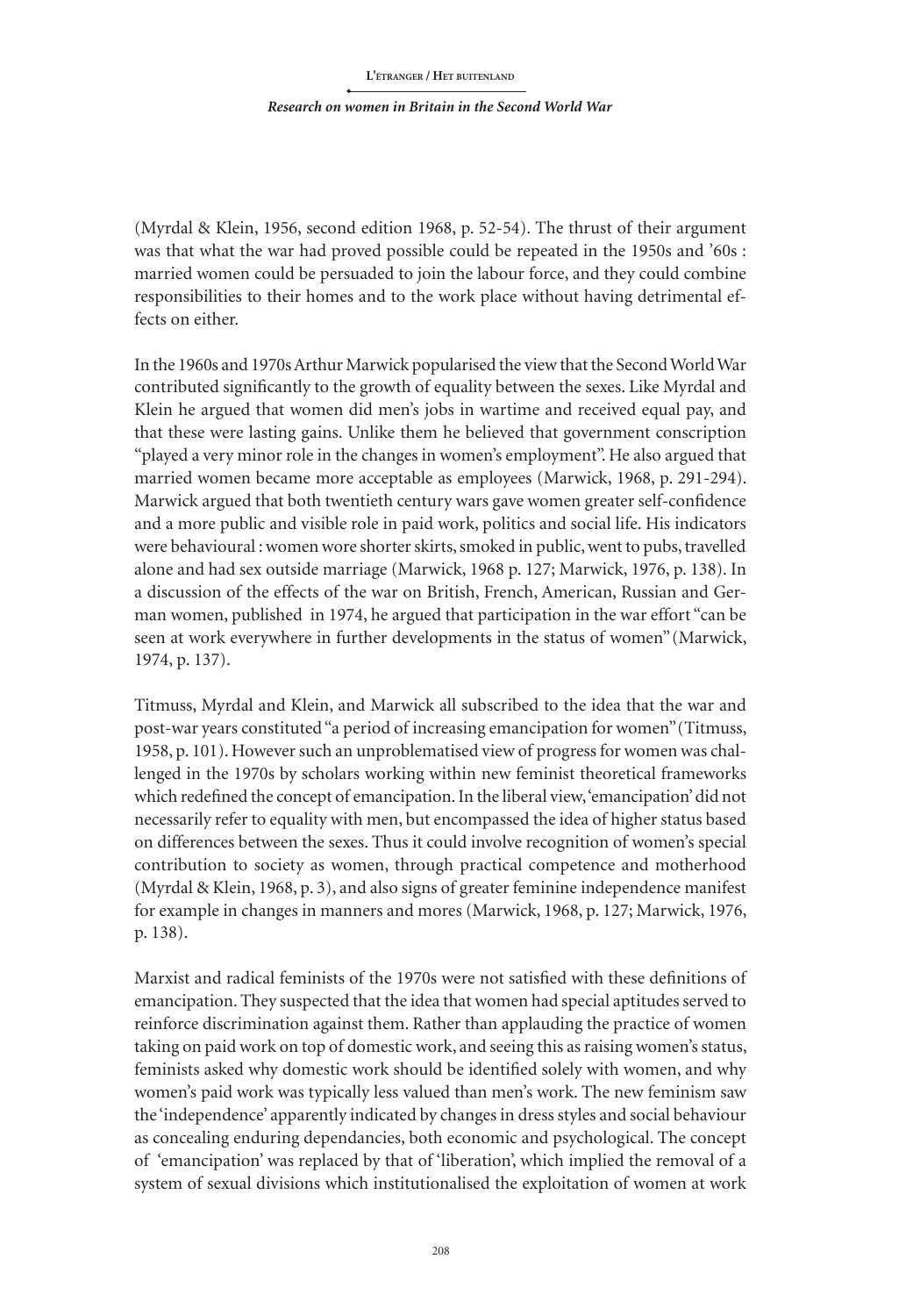(Myrdal & Klein, 1956, second edition 1968, p. 52-54). The thrust of their argument was that what the war had proved possible could be repeated in the 1950s and '60s : married women could be persuaded to join the labour force, and they could combine responsibilities to their homes and to the work place without having detrimental effects on either.

In the 1960s and 1970s Arthur Marwick popularised the view that the Second World War contributed significantly to the growth of equality between the sexes. Like Myrdal and Klein he argued that women did men's jobs in wartime and received equal pay, and that these were lasting gains. Unlike them he believed that government conscription "played a very minor role in the changes in women's employment". He also argued that married women became more acceptable as employees (Marwick, 1968, p. 291-294). Marwick argued that both twentieth century wars gave women greater self-confidence and a more public and visible role in paid work, politics and social life. His indicators were behavioural : women wore shorter skirts, smoked in public, went to pubs, travelled alone and had sex outside marriage (Marwick, 1968 p. 127; Marwick, 1976, p. 138). In a discussion of the effects of the war on British, French, American, Russian and German women, published in 1974, he argued that participation in the war effort "can be seen at work everywhere in further developments in the status of women" (Marwick, 1974, p. 137).

Titmuss, Myrdal and Klein, and Marwick all subscribed to the idea that the war and post-war years constituted "a period of increasing emancipation for women" (Titmuss, 1958, p. 101). However such an unproblematised view of progress for women was challenged in the 1970s by scholars working within new feminist theoretical frameworks which redefined the concept of emancipation. In the liberal view, 'emancipation' did not necessarily refer to equality with men, but encompassed the idea of higher status based on differences between the sexes. Thus it could involve recognition of women's special contribution to society as women, through practical competence and motherhood (Myrdal & Klein, 1968, p. 3), and also signs of greater feminine independence manifest for example in changes in manners and mores (Marwick, 1968, p. 127; Marwick, 1976, p. 138).

Marxist and radical feminists of the 1970s were not satisfied with these definitions of emancipation. They suspected that the idea that women had special aptitudes served to reinforce discrimination against them. Rather than applauding the practice of women taking on paid work on top of domestic work, and seeing this as raising women's status, feminists asked why domestic work should be identified solely with women, and why women's paid work was typically less valued than men's work. The new feminism saw the 'independence' apparently indicated by changes in dress styles and social behaviour as concealing enduring dependancies, both economic and psychological. The concept of 'emancipation' was replaced by that of 'liberation', which implied the removal of a system of sexual divisions which institutionalised the exploitation of women at work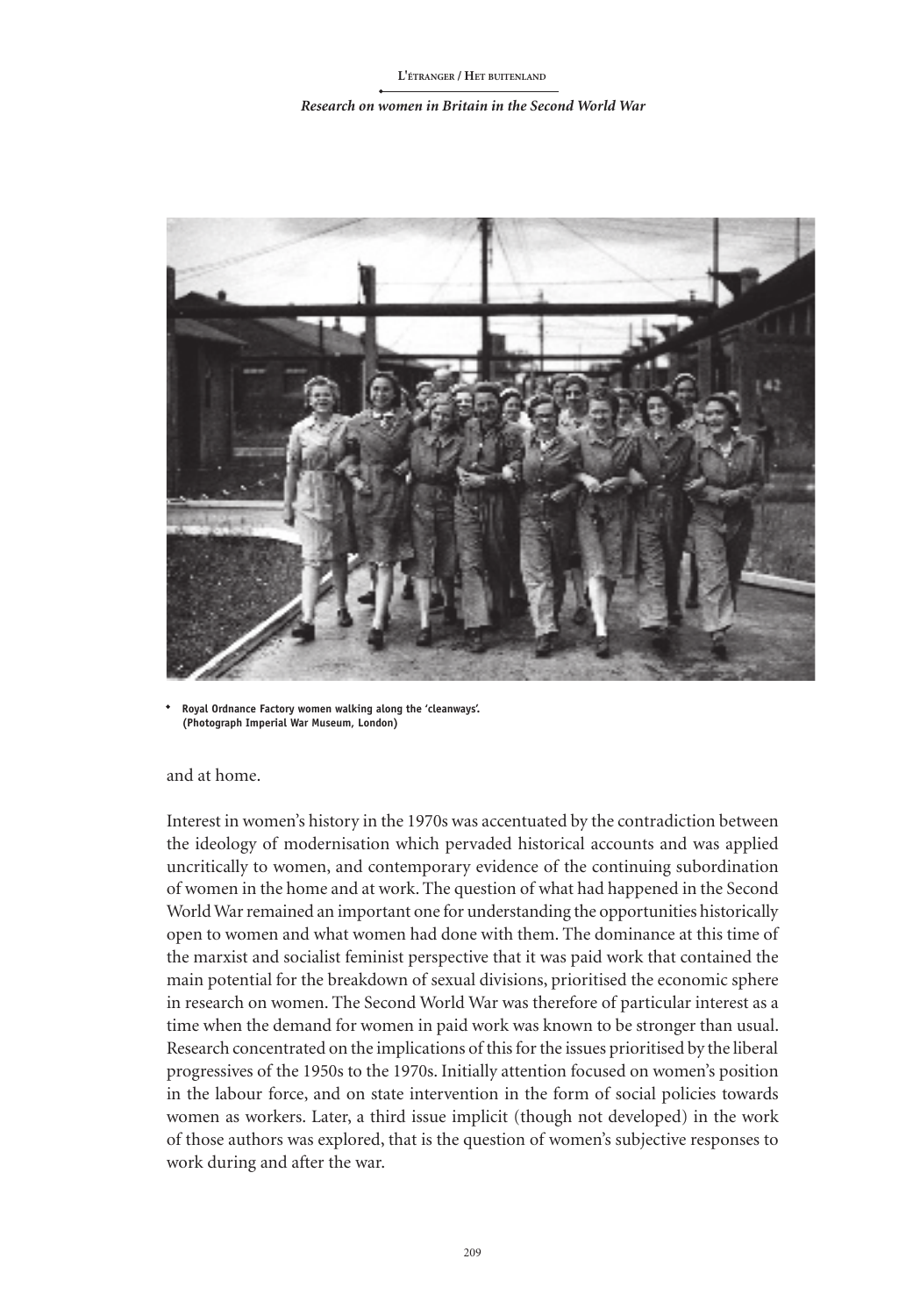- Royal Ordnance Factory women walking along the 'cleanways'. (Photograph Imperial War Museum, London)

and at home.

Interest in women's history in the 1970s was accentuated by the contradiction between the ideology of modernisation which pervaded historical accounts and was applied uncritically to women, and contemporary evidence of the continuing subordination of women in the home and at work. The question of what had happened in the Second World War remained an important one for understanding the opportunities historically open to women and what women had done with them. The dominance at this time of the marxist and socialist feminist perspective that it was paid work that contained the main potential for the breakdown of sexual divisions, prioritised the economic sphere in research on women. The Second World War was therefore of particular interest as a time when the demand for women in paid work was known to be stronger than usual. Research concentrated on the implications of this for the issues prioritised by the liberal progressives of the 1950s to the 1970s. Initially attention focused on women's position in the labour force, and on state intervention in the form of social policies towards women as workers. Later, a third issue implicit (though not developed) in the work of those authors was explored, that is the question of women's subjective responses to work during and after the war.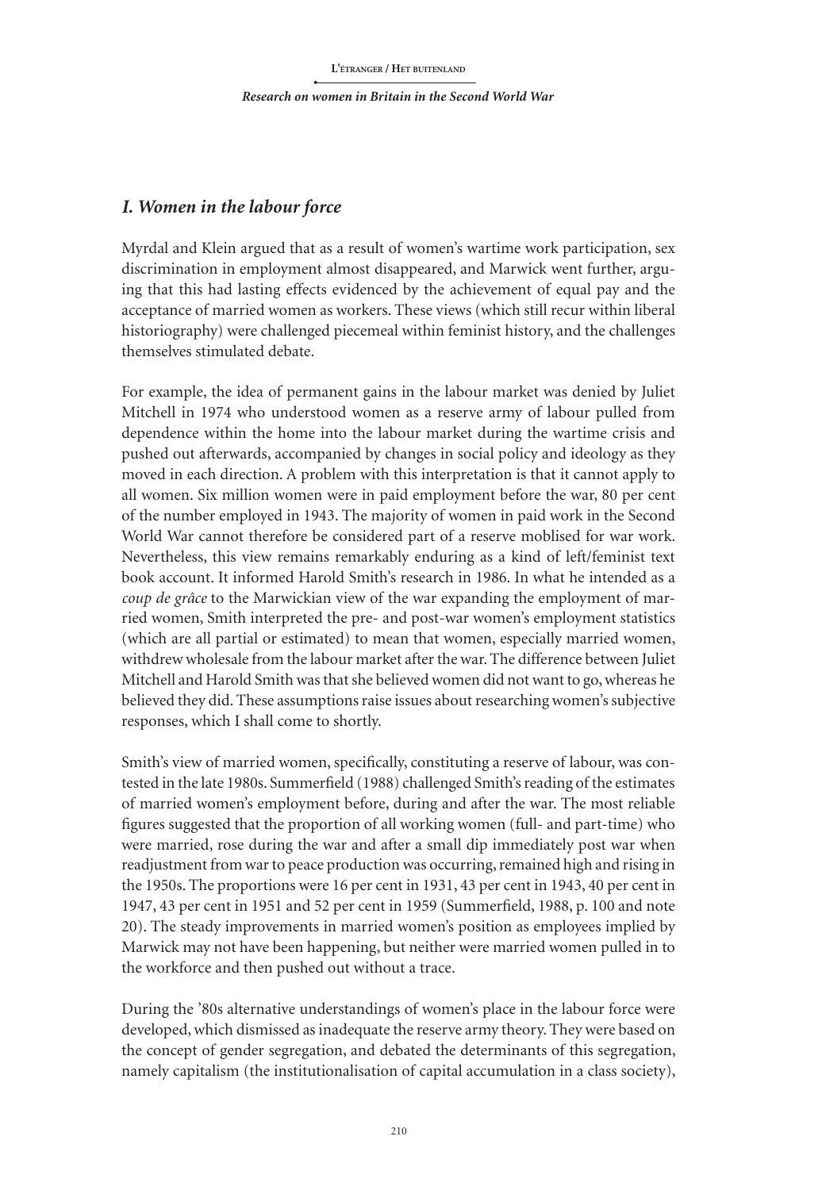## I. Women in the labour force

Myrdal and Klein argued that as a result of women's wartime work participation, sex discrimination in employment almost disappeared, and Marwick went further, arguing that this had lasting effects evidenced by the achievement of equal pay and the acceptance of married women as workers. These views (which still recur within liberal historiography) were challenged piecemeal within feminist history, and the challenges themselves stimulated debate.

For example, the idea of permanent gains in the labour market was denied by Juliet Mitchell in 1974 who understood women as a reserve army of labour pulled from dependence within the home into the labour market during the wartime crisis and pushed out afterwards, accompanied by changes in social policy and ideology as they moved in each direction. A problem with this interpretation is that it cannot apply to all women. Six million women were in paid employment before the war, 80 per cent of the number employed in 1943. The majority of women in paid work in the Second World War cannot therefore be considered part of a reserve moblised for war work. Nevertheless, this view remains remarkably enduring as a kind of left/feminist text book account. It informed Harold Smith's research in 1986. In what he intended as a *coup de grâce* to the Marwickian view of the war expanding the employment of married women, Smith interpreted the pre- and post-war women's employment statistics (which are all partial or estimated) to mean that women, especially married women, withdrew wholesale from the labour market after the war. The difference between Juliet Mitchell and Harold Smith was that she believed women did not want to go, whereas he believed they did. These assumptions raise issues about researching women's subjective responses, which I shall come to shortly.

Smith's view of married women, specifically, constituting a reserve of labour, was contested in the late 1980s. Summerfield (1988) challenged Smith's reading of the estimates of married women's employment before, during and after the war. The most reliable figures suggested that the proportion of all working women (full- and part-time) who were married, rose during the war and after a small dip immediately post war when readjustment from war to peace production was occurring, remained high and rising in the 1950s. The proportions were 16 per cent in 1931, 43 per cent in 1943, 40 per cent in 1947, 43 per cent in 1951 and 52 per cent in 1959 (Summerfield, 1988, p. 100 and note 20). The steady improvements in married women's position as employees implied by Marwick may not have been happening, but neither were married women pulled in to the workforce and then pushed out without a trace.

During the '80s alternative understandings of women's place in the labour force were developed, which dismissed as inadequate the reserve army theory. They were based on the concept of gender segregation, and debated the determinants of this segregation, namely capitalism (the institutionalisation of capital accumulation in a class society),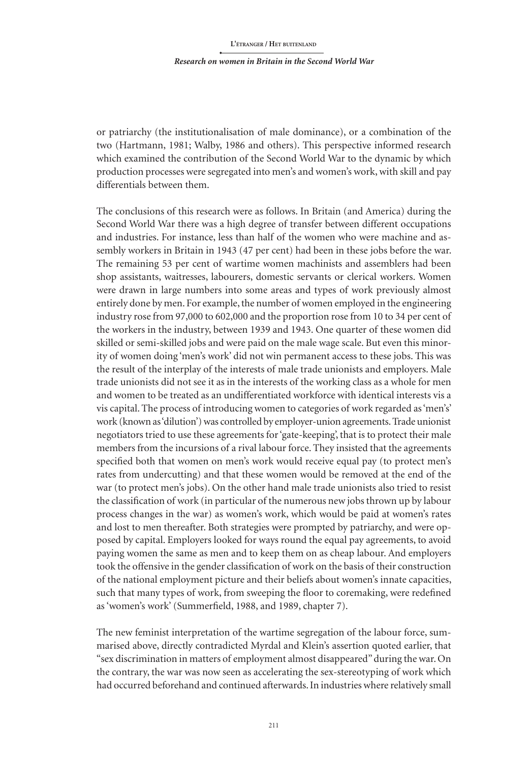or patriarchy (the institutionalisation of male dominance), or a combination of the two (Hartmann, 1981; Walby, 1986 and others). This perspective informed research which examined the contribution of the Second World War to the dynamic by which production processes were segregated into men's and women's work, with skill and pay differentials between them.

The conclusions of this research were as follows. In Britain (and America) during the Second World War there was a high degree of transfer between different occupations and industries. For instance, less than half of the women who were machine and assembly workers in Britain in 1943 (47 per cent) had been in these jobs before the war. The remaining 53 per cent of wartime women machinists and assemblers had been shop assistants, waitresses, labourers, domestic servants or clerical workers. Women were drawn in large numbers into some areas and types of work previously almost entirely done by men. For example, the number of women employed in the engineering industry rose from 97,000 to 602,000 and the proportion rose from 10 to 34 per cent of the workers in the industry, between 1939 and 1943. One quarter of these women did skilled or semi-skilled jobs and were paid on the male wage scale. But even this minority of women doing 'men's work' did not win permanent access to these jobs. This was the result of the interplay of the interests of male trade unionists and employers. Male trade unionists did not see it as in the interests of the working class as a whole for men and women to be treated as an undifferentiated workforce with identical interests vis a vis capital. The process of introducing women to categories of work regarded as 'men's' work (known as 'dilution') was controlled by employer-union agreements. Trade unionist negotiators tried to use these agreements for 'gate-keeping', that is to protect their male members from the incursions of a rival labour force. They insisted that the agreements specified both that women on men's work would receive equal pay (to protect men's rates from undercutting) and that these women would be removed at the end of the war (to protect men's jobs). On the other hand male trade unionists also tried to resist the classification of work (in particular of the numerous new jobs thrown up by labour process changes in the war) as women's work, which would be paid at women's rates and lost to men thereafter. Both strategies were prompted by patriarchy, and were opposed by capital. Employers looked for ways round the equal pay agreements, to avoid paying women the same as men and to keep them on as cheap labour. And employers took the offensive in the gender classification of work on the basis of their construction of the national employment picture and their beliefs about women's innate capacities, such that many types of work, from sweeping the floor to coremaking, were redefined as 'women's work' (Summerfield, 1988, and 1989, chapter 7).

The new feminist interpretation of the wartime segregation of the labour force, summarised above, directly contradicted Myrdal and Klein's assertion quoted earlier, that "sex discrimination in matters of employment almost disappeared" during the war. On the contrary, the war was now seen as accelerating the sex-stereotyping of work which had occurred beforehand and continued afterwards. In industries where relatively small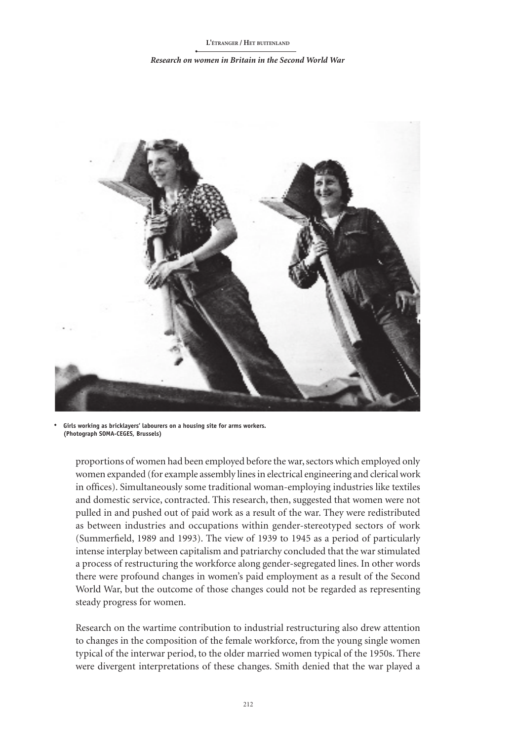• Girls working as bricklayers' labourers on a housing site for arms workers. (Photograph SOMA-CEGES, Brussels)

proportions of women had been employed before the war, sectors which employed only women expanded (for example assembly lines in electrical engineering and clerical work in offices). Simultaneously some traditional woman-employing industries like textiles and domestic service, contracted. This research, then, suggested that women were not pulled in and pushed out of paid work as a result of the war. They were redistributed as between industries and occupations within gender-stereotyped sectors of work (Summerfield, 1989 and 1993). The view of 1939 to 1945 as a period of particularly intense interplay between capitalism and patriarchy concluded that the war stimulated a process of restructuring the workforce along gender-segregated lines. In other words there were profound changes in women's paid employment as a result of the Second World War, but the outcome of those changes could not be regarded as representing steady progress for women.

Research on the wartime contribution to industrial restructuring also drew attention to changes in the composition of the female workforce, from the young single women typical of the interwar period, to the older married women typical of the 1950s. There were divergent interpretations of these changes. Smith denied that the war played a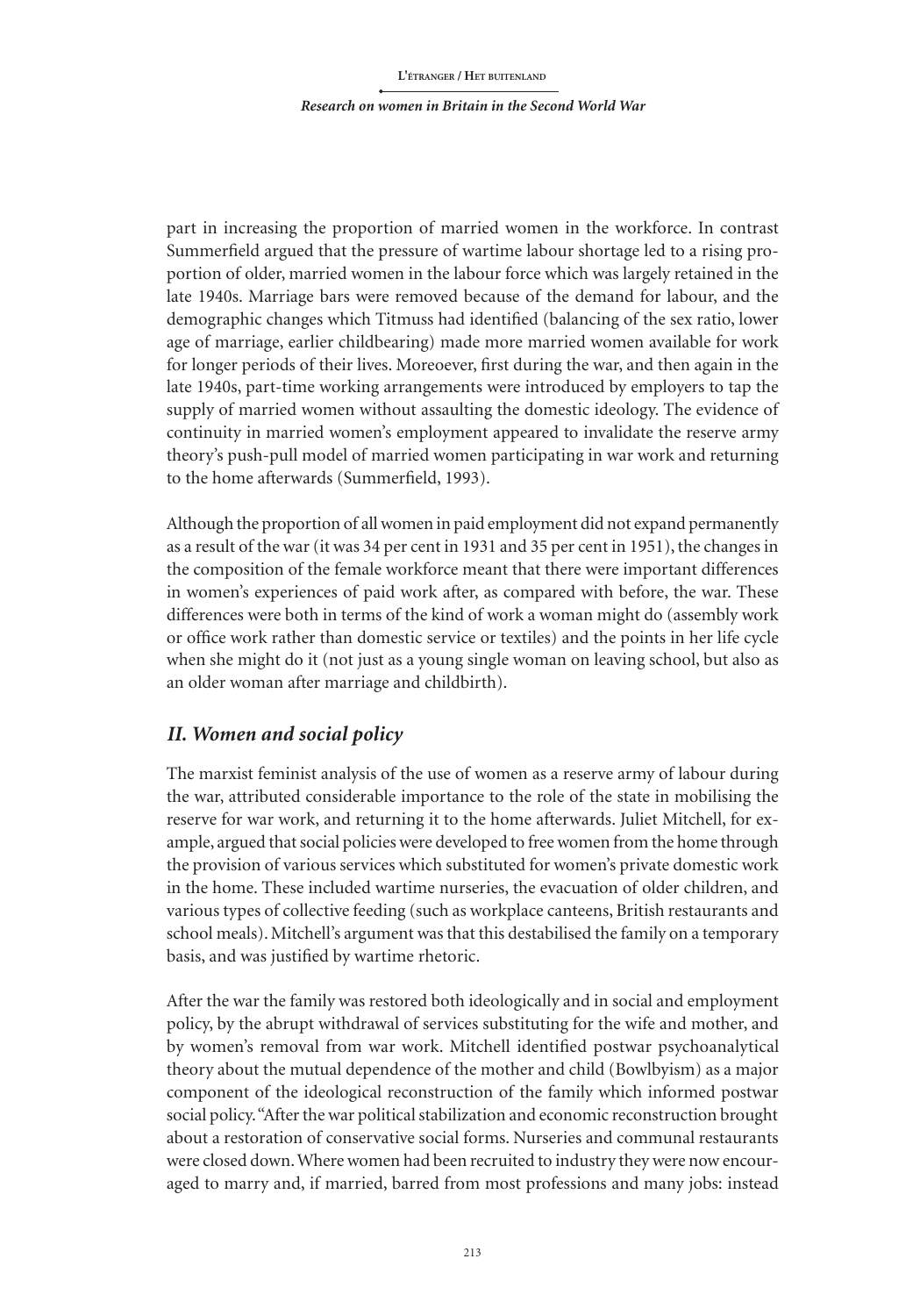part in increasing the proportion of married women in the workforce. In contrast Summerfield argued that the pressure of wartime labour shortage led to a rising proportion of older, married women in the labour force which was largely retained in the late 1940s. Marriage bars were removed because of the demand for labour, and the demographic changes which Titmuss had identified (balancing of the sex ratio, lower age of marriage, earlier childbearing) made more married women available for work for longer periods of their lives. Moreoever, first during the war, and then again in the late 1940s, part-time working arrangements were introduced by employers to tap the supply of married women without assaulting the domestic ideology. The evidence of continuity in married women's employment appeared to invalidate the reserve army theory's push-pull model of married women participating in war work and returning to the home afterwards (Summerfield, 1993).

Although the proportion of all women in paid employment did not expand permanently as a result of the war (it was 34 per cent in 1931 and 35 per cent in 1951), the changes in the composition of the female workforce meant that there were important differences in women's experiences of paid work after, as compared with before, the war. These differences were both in terms of the kind of work a woman might do (assembly work or office work rather than domestic service or textiles) and the points in her life cycle when she might do it (not just as a young single woman on leaving school, but also as an older woman after marriage and childbirth).

## *II. Women and social policy*

The marxist feminist analysis of the use of women as a reserve army of labour during the war, attributed considerable importance to the role of the state in mobilising the reserve for war work, and returning it to the home afterwards. Juliet Mitchell, for example, argued that social policies were developed to free women from the home through the provision of various services which substituted for women's private domestic work in the home. These included wartime nurseries, the evacuation of older children, and various types of collective feeding (such as workplace canteens, British restaurants and school meals). Mitchell's argument was that this destabilised the family on a temporary basis, and was justified by wartime rhetoric.

After the war the family was restored both ideologically and in social and employment policy, by the abrupt withdrawal of services substituting for the wife and mother, and by women's removal from war work. Mitchell identified postwar psychoanalytical theory about the mutual dependence of the mother and child (Bowlbyism) as a major component of the ideological reconstruction of the family which informed postwar social policy. "After the war political stabilization and economic reconstruction brought about a restoration of conservative social forms. Nurseries and communal restaurants were closed down. Where women had been recruited to industry they were now encouraged to marry and, if married, barred from most professions and many jobs: instead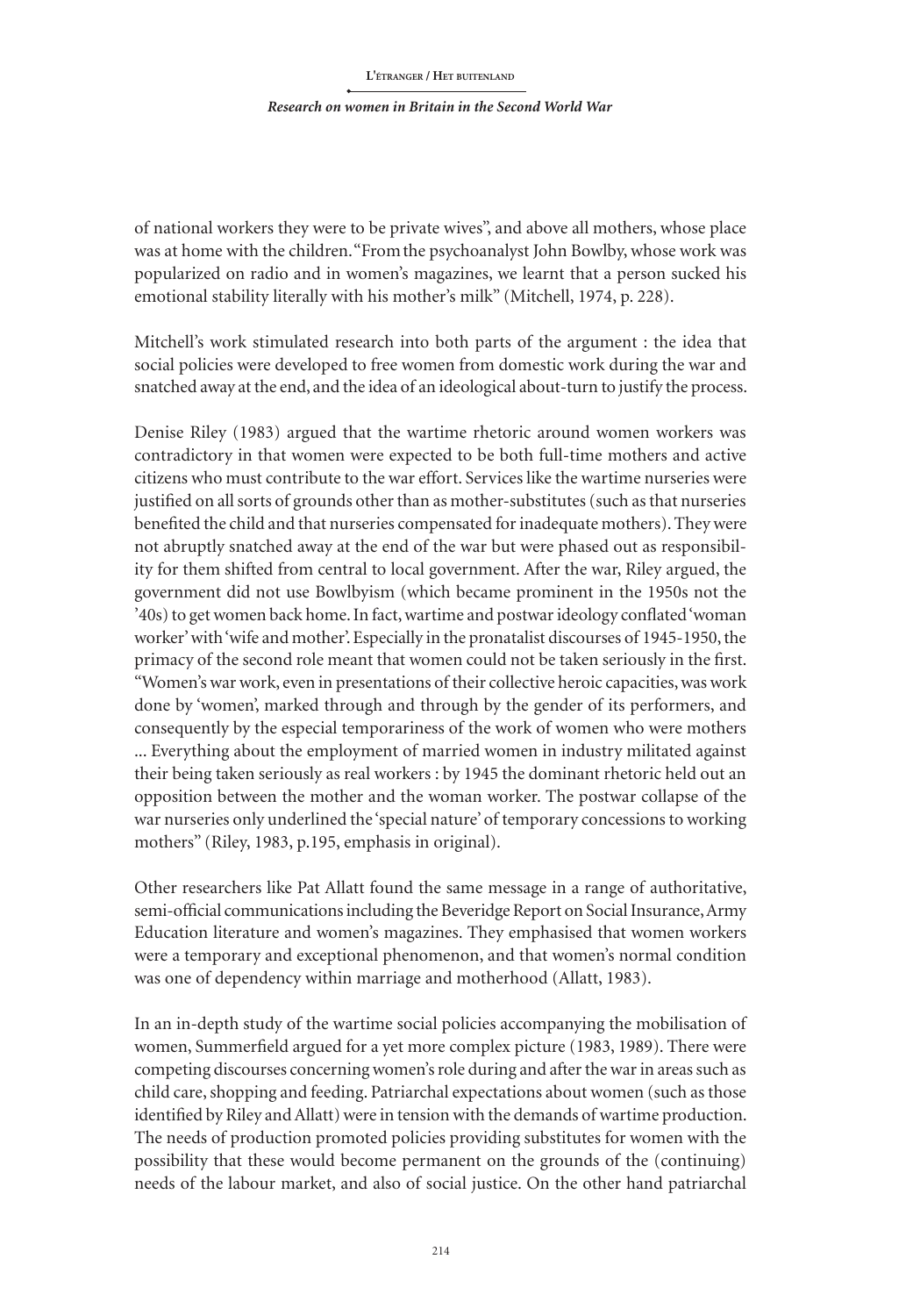of national workers they were to be private wives", and above all mothers, whose place was at home with the children. "From the psychoanalyst John Bowlby, whose work was popularized on radio and in women's magazines, we learnt that a person sucked his emotional stability literally with his mother's milk" (Mitchell, 1974, p. 228).

Mitchell's work stimulated research into both parts of the argument : the idea that social policies were developed to free women from domestic work during the war and snatched away at the end, and the idea of an ideological about-turn to justify the process.

Denise Riley (1983) argued that the wartime rhetoric around women workers was contradictory in that women were expected to be both full-time mothers and active citizens who must contribute to the war effort. Services like the wartime nurseries were justified on all sorts of grounds other than as mother-substitutes (such as that nurseries benefited the child and that nurseries compensated for inadequate mothers). They were not abruptly snatched away at the end of the war but were phased out as responsibility for them shifted from central to local government. After the war, Riley argued, the government did not use Bowlbyism (which became prominent in the 1950s not the '40s) to get women back home. In fact, wartime and postwar ideology conflated 'woman worker' with 'wife and mother'. Especially in the pronatalist discourses of 1945-1950, the primacy of the second role meant that women could not be taken seriously in the first. "Women's war work, even in presentations of their collective heroic capacities, was work done by 'women', marked through and through by the gender of its performers, and consequently by the especial temporariness of the work of women who were mothers ... Everything about the employment of married women in industry militated against their being taken seriously as real workers : by 1945 the dominant rhetoric held out an opposition between the mother and the woman worker. The postwar collapse of the war nurseries only underlined the 'special nature' of temporary concessions to working mothers" (Riley, 1983, p.195, emphasis in original).

Other researchers like Pat Allatt found the same message in a range of authoritative, semi-official communications including the Beveridge Report on Social Insurance, Army Education literature and women's magazines. They emphasised that women workers were a temporary and exceptional phenomenon, and that women's normal condition was one of dependency within marriage and motherhood (Allatt, 1983).

In an in-depth study of the wartime social policies accompanying the mobilisation of women, Summerfield argued for a yet more complex picture (1983, 1989). There were competing discourses concerning women's role during and after the war in areas such as child care, shopping and feeding. Patriarchal expectations about women (such as those identified by Riley and Allatt) were in tension with the demands of wartime production. The needs of production promoted policies providing substitutes for women with the possibility that these would become permanent on the grounds of the (continuing) needs of the labour market, and also of social justice. On the other hand patriarchal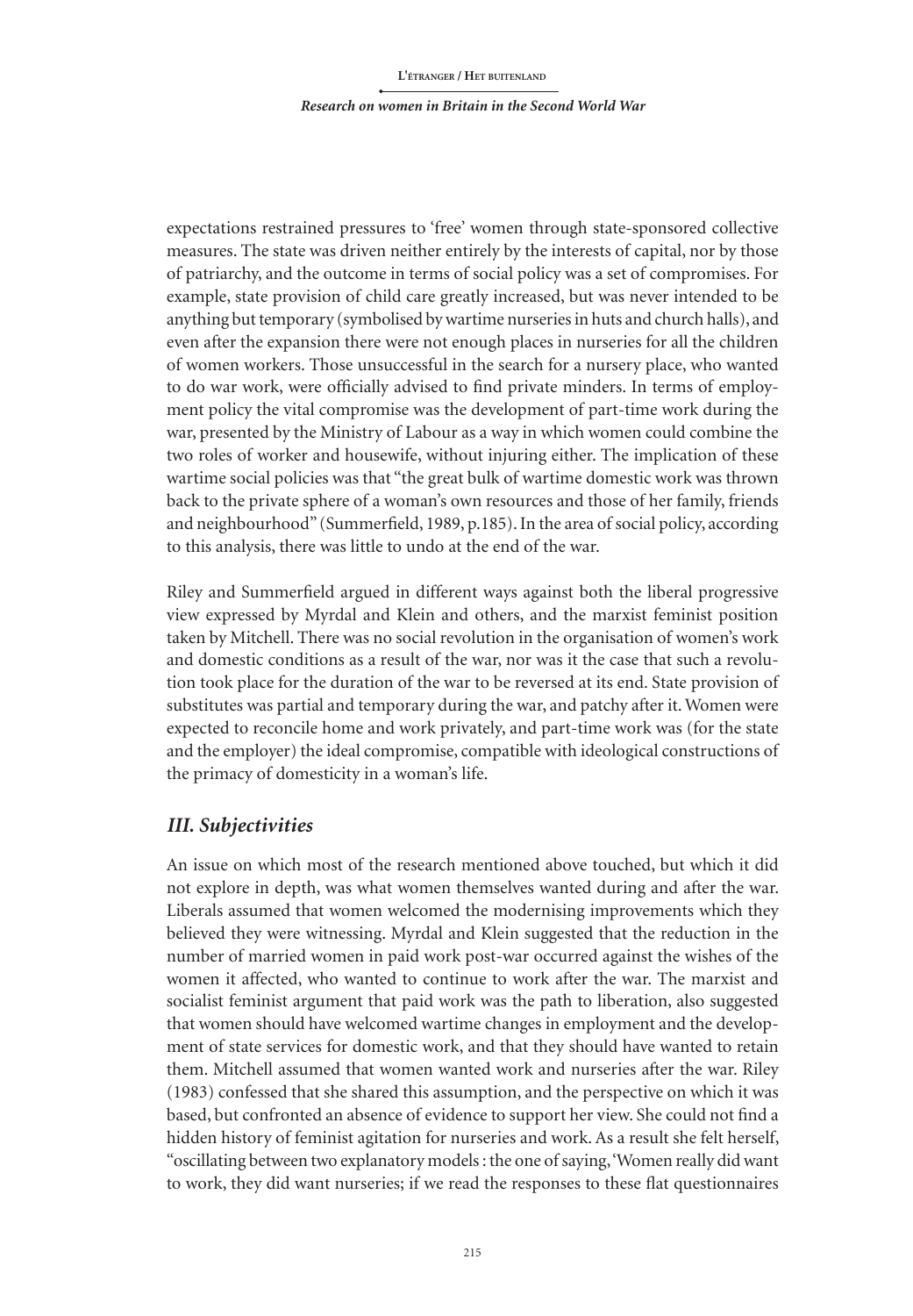expectations restrained pressures to 'free' women through state-sponsored collective measures. The state was driven neither entirely by the interests of capital, nor by those of patriarchy, and the outcome in terms of social policy was a set of compromises. For example, state provision of child care greatly increased, but was never intended to be anything but temporary (symbolised by wartime nurseries in huts and church halls), and even after the expansion there were not enough places in nurseries for all the children of women workers. Those unsuccessful in the search for a nursery place, who wanted to do war work, were officially advised to find private minders. In terms of employment policy the vital compromise was the development of part-time work during the war, presented by the Ministry of Labour as a way in which women could combine the two roles of worker and housewife, without injuring either. The implication of these wartime social policies was that "the great bulk of wartime domestic work was thrown back to the private sphere of a woman's own resources and those of her family, friends and neighbourhood" (Summerfield, 1989, p.185). In the area of social policy, according to this analysis, there was little to undo at the end of the war.

Riley and Summerfield argued in different ways against both the liberal progressive view expressed by Myrdal and Klein and others, and the marxist feminist position taken by Mitchell. There was no social revolution in the organisation of women's work and domestic conditions as a result of the war, nor was it the case that such a revolution took place for the duration of the war to be reversed at its end. State provision of substitutes was partial and temporary during the war, and patchy after it. Women were expected to reconcile home and work privately, and part-time work was (for the state and the employer) the ideal compromise, compatible with ideological constructions of the primacy of domesticity in a woman's life.

## *III. Subjectivities*

An issue on which most of the research mentioned above touched, but which it did not explore in depth, was what women themselves wanted during and after the war. Liberals assumed that women welcomed the modernising improvements which they believed they were witnessing. Myrdal and Klein suggested that the reduction in the number of married women in paid work post-war occurred against the wishes of the women it affected, who wanted to continue to work after the war. The marxist and socialist feminist argument that paid work was the path to liberation, also suggested that women should have welcomed wartime changes in employment and the development of state services for domestic work, and that they should have wanted to retain them. Mitchell assumed that women wanted work and nurseries after the war. Riley (1983) confessed that she shared this assumption, and the perspective on which it was based, but confronted an absence of evidence to support her view. She could not find a hidden history of feminist agitation for nurseries and work. As a result she felt herself, "oscillating between two explanatory models : the one of saying, 'Women really did want to work, they did want nurseries; if we read the responses to these flat questionnaires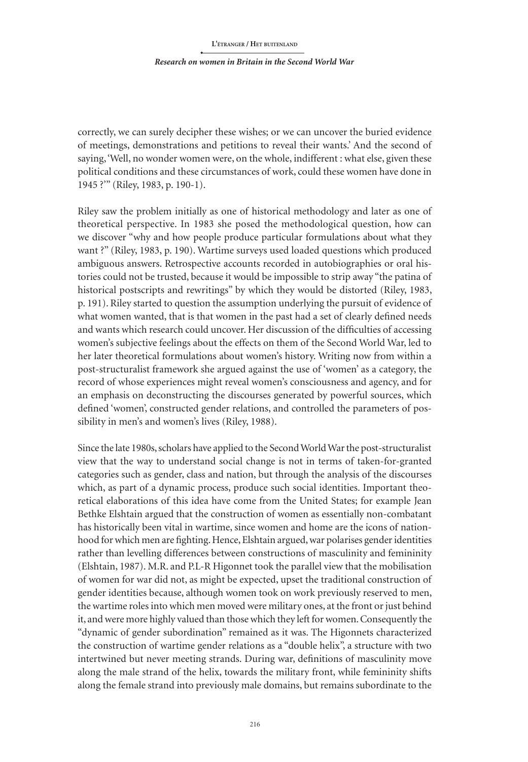correctly, we can surely decipher these wishes; or we can uncover the buried evidence of meetings, demonstrations and petitions to reveal their wants.' And the second of saying, 'Well, no wonder women were, on the whole, indifferent : what else, given these political conditions and these circumstances of work, could these women have done in 1945 ?'" (Riley, 1983, p. 190-1).

Riley saw the problem initially as one of historical methodology and later as one of theoretical perspective. In 1983 she posed the methodological question, how can we discover "why and how people produce particular formulations about what they want ?" (Riley, 1983, p. 190). Wartime surveys used loaded questions which produced ambiguous answers. Retrospective accounts recorded in autobiographies or oral histories could not be trusted, because it would be impossible to strip away "the patina of historical postscripts and rewritings" by which they would be distorted (Riley, 1983, p. 191). Riley started to question the assumption underlying the pursuit of evidence of what women wanted, that is that women in the past had a set of clearly defined needs and wants which research could uncover. Her discussion of the difficulties of accessing women's subjective feelings about the effects on them of the Second World War, led to her later theoretical formulations about women's history. Writing now from within a post-structuralist framework she argued against the use of 'women' as a category, the record of whose experiences might reveal women's consciousness and agency, and for an emphasis on deconstructing the discourses generated by powerful sources, which defined 'women', constructed gender relations, and controlled the parameters of possibility in men's and women's lives (Riley, 1988).

Since the late 1980s, scholars have applied to the Second World War the post-structuralist view that the way to understand social change is not in terms of taken-for-granted categories such as gender, class and nation, but through the analysis of the discourses which, as part of a dynamic process, produce such social identities. Important theoretical elaborations of this idea have come from the United States; for example Jean Bethke Elshtain argued that the construction of women as essentially non-combatant has historically been vital in wartime, since women and home are the icons of nationhood for which men are fighting. Hence, Elshtain argued, war polarises gender identities rather than levelling differences between constructions of masculinity and femininity (Elshtain, 1987). M.R. and P.L-R Higonnet took the parallel view that the mobilisation of women for war did not, as might be expected, upset the traditional construction of gender identities because, although women took on work previously reserved to men, the wartime roles into which men moved were military ones, at the front or just behind it, and were more highly valued than those which they left for women. Consequently the "dynamic of gender subordination" remained as it was. The Higonnets characterized the construction of wartime gender relations as a "double helix", a structure with two intertwined but never meeting strands. During war, definitions of masculinity move along the male strand of the helix, towards the military front, while femininity shifts along the female strand into previously male domains, but remains subordinate to the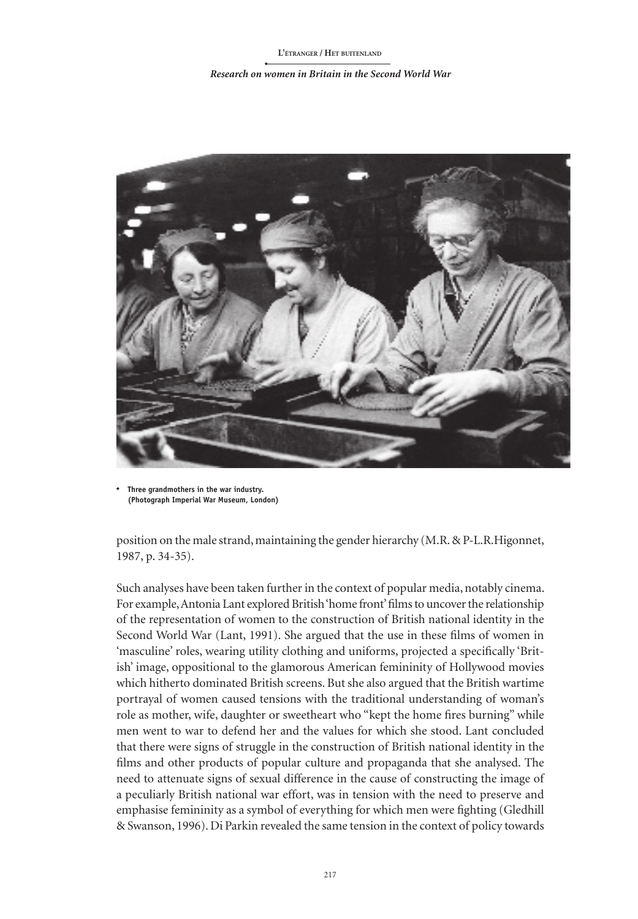- **Three grandmothers in the war industry. (Photograph Imperial War Museum, London)**

position on the male strand, maintaining the gender hierarchy (M.R. & P-L.R.Higonnet, 1987, p. 34-35).

Such analyses have been taken further in the context of popular media, notably cinema. For example, Antonia Lant explored British 'home front' films to uncover the relationship of the representation of women to the construction of British national identity in the Second World War (Lant, 1991). She argued that the use in these films of women in 'masculine' roles, wearing utility clothing and uniforms, projected a specifically 'British' image, oppositional to the glamorous American femininity of Hollywood movies which hitherto dominated British screens. But she also argued that the British wartime portrayal of women caused tensions with the traditional understanding of woman's role as mother, wife, daughter or sweetheart who "kept the home fires burning" while men went to war to defend her and the values for which she stood. Lant concluded that there were signs of struggle in the construction of British national identity in the films and other products of popular culture and propaganda that she analysed. The need to attenuate signs of sexual difference in the cause of constructing the image of a peculiarly British national war effort, was in tension with the need to preserve and emphasise femininity as a symbol of everything for which men were fighting (Gledhill & Swanson, 1996). Di Parkin revealed the same tension in the context of policy towards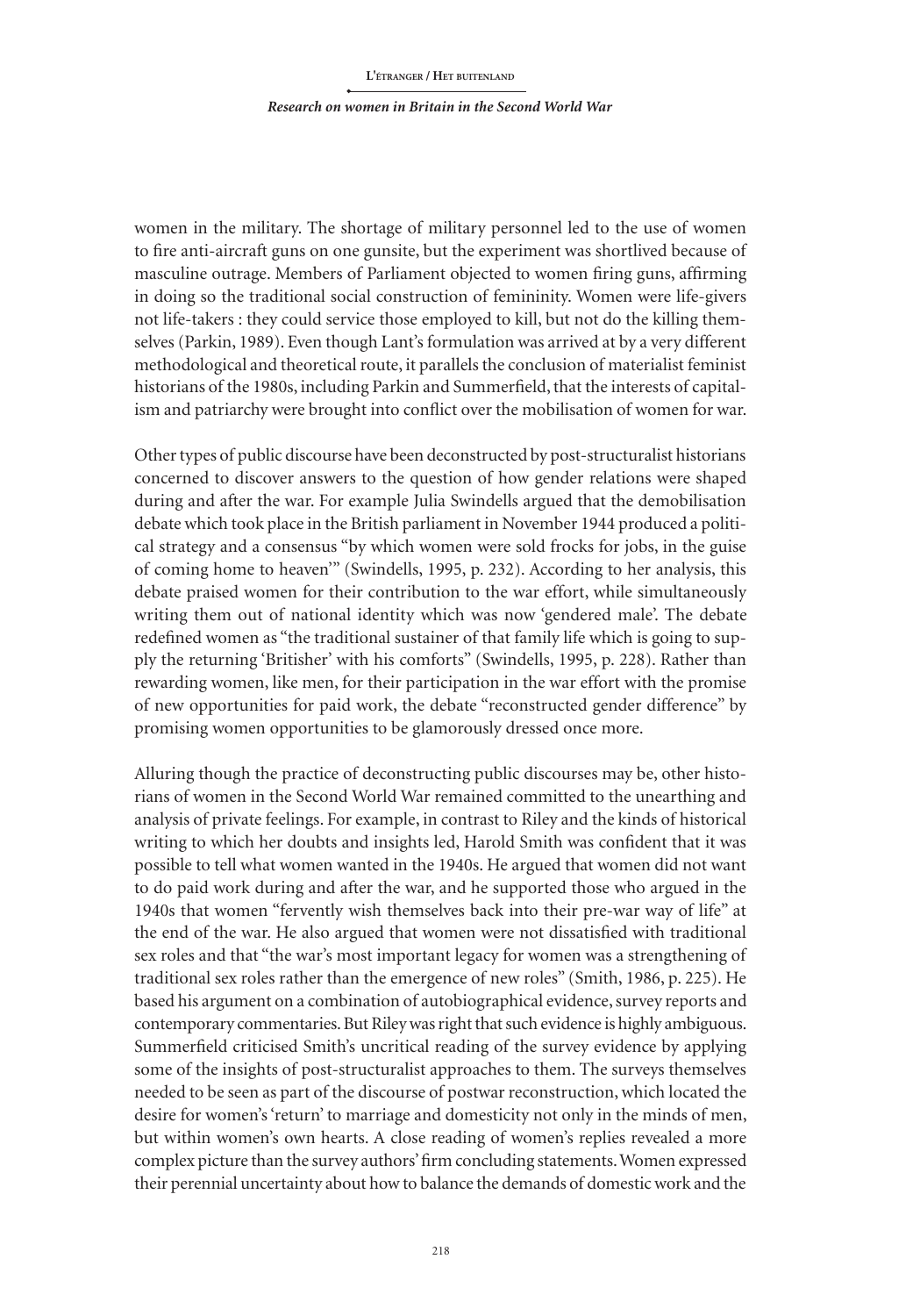women in the military. The shortage of military personnel led to the use of women to fire anti-aircraft guns on one gunsite, but the experiment was shortlived because of masculine outrage. Members of Parliament objected to women firing guns, affirming in doing so the traditional social construction of femininity. Women were life-givers not life-takers : they could service those employed to kill, but not do the killing themselves (Parkin, 1989). Even though Lant's formulation was arrived at by a very different methodological and theoretical route, it parallels the conclusion of materialist feminist historians of the 1980s, including Parkin and Summerfield, that the interests of capitalism and patriarchy were brought into conflict over the mobilisation of women for war.

Other types of public discourse have been deconstructed by post-structuralist historians concerned to discover answers to the question of how gender relations were shaped during and after the war. For example Julia Swindells argued that the demobilisation debate which took place in the British parliament in November 1944 produced a political strategy and a consensus "by which women were sold frocks for jobs, in the guise of coming home to heaven'" (Swindells, 1995, p. 232). According to her analysis, this debate praised women for their contribution to the war effort, while simultaneously writing them out of national identity which was now 'gendered male'. The debate redefined women as "the traditional sustainer of that family life which is going to supply the returning 'Britisher' with his comforts" (Swindells, 1995, p. 228). Rather than rewarding women, like men, for their participation in the war effort with the promise of new opportunities for paid work, the debate "reconstructed gender difference" by promising women opportunities to be glamorously dressed once more.

Alluring though the practice of deconstructing public discourses may be, other historians of women in the Second World War remained committed to the unearthing and analysis of private feelings. For example, in contrast to Riley and the kinds of historical writing to which her doubts and insights led, Harold Smith was confident that it was possible to tell what women wanted in the 1940s. He argued that women did not want to do paid work during and after the war, and he supported those who argued in the 1940s that women "fervently wish themselves back into their pre-war way of life" at the end of the war. He also argued that women were not dissatisfied with traditional sex roles and that "the war's most important legacy for women was a strengthening of traditional sex roles rather than the emergence of new roles" (Smith, 1986, p. 225). He based his argument on a combination of autobiographical evidence, survey reports and contemporary commentaries. But Riley was right that such evidence is highly ambiguous. Summerfield criticised Smith's uncritical reading of the survey evidence by applying some of the insights of post-structuralist approaches to them. The surveys themselves needed to be seen as part of the discourse of postwar reconstruction, which located the desire for women's 'return' to marriage and domesticity not only in the minds of men, but within women's own hearts. A close reading of women's replies revealed a more complex picture than the survey authors' firm concluding statements. Women expressed their perennial uncertainty about how to balance the demands of domestic work and the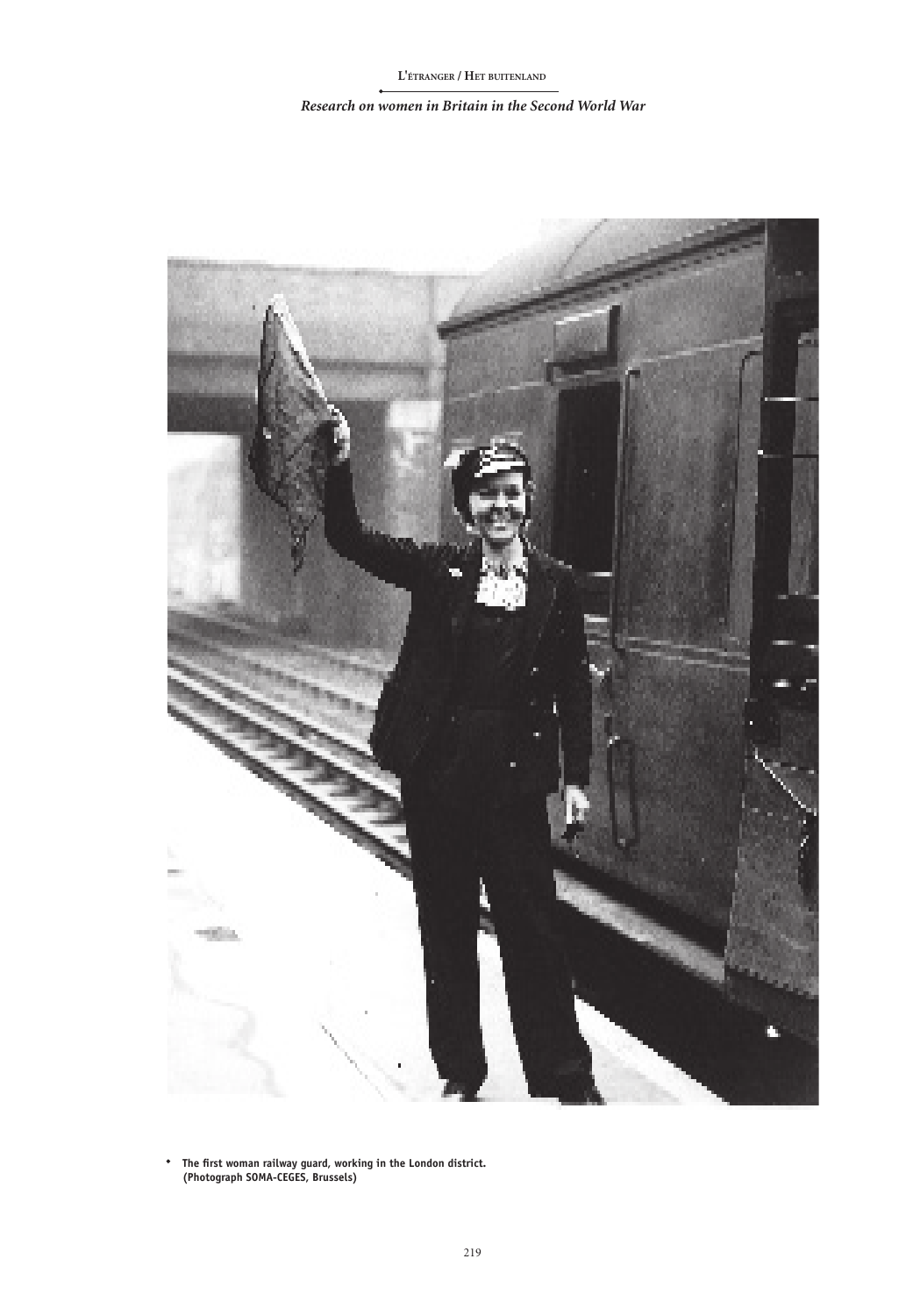- The first woman railway guard, working in the London district. (Photograph SOMA-CEGES, Brussels)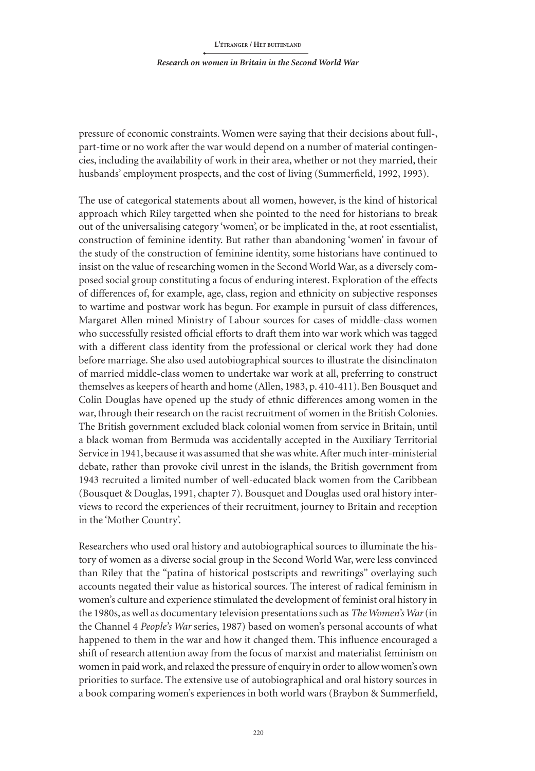pressure of economic constraints. Women were saying that their decisions about full-, part-time or no work after the war would depend on a number of material contingencies, including the availability of work in their area, whether or not they married, their husbands' employment prospects, and the cost of living (Summerfield, 1992, 1993).

The use of categorical statements about all women, however, is the kind of historical approach which Riley targetted when she pointed to the need for historians to break out of the universalising category 'women', or be implicated in the, at root essentialist, construction of feminine identity. But rather than abandoning 'women' in favour of the study of the construction of feminine identity, some historians have continued to insist on the value of researching women in the Second World War, as a diversely composed social group constituting a focus of enduring interest. Exploration of the effects of differences of, for example, age, class, region and ethnicity on subjective responses to wartime and postwar work has begun. For example in pursuit of class differences, Margaret Allen mined Ministry of Labour sources for cases of middle-class women who successfully resisted official efforts to draft them into war work which was tagged with a different class identity from the professional or clerical work they had done before marriage. She also used autobiographical sources to illustrate the disinclinaton of married middle-class women to undertake war work at all, preferring to construct themselves as keepers of hearth and home (Allen, 1983, p. 410-411). Ben Bousquet and Colin Douglas have opened up the study of ethnic differences among women in the war, through their research on the racist recruitment of women in the British Colonies. The British government excluded black colonial women from service in Britain, until a black woman from Bermuda was accidentally accepted in the Auxiliary Territorial Service in 1941, because it was assumed that she was white. After much inter-ministerial debate, rather than provoke civil unrest in the islands, the British government from 1943 recruited a limited number of well-educated black women from the Caribbean (Bousquet & Douglas, 1991, chapter 7). Bousquet and Douglas used oral history interviews to record the experiences of their recruitment, journey to Britain and reception in the 'Mother Country'.

Researchers who used oral history and autobiographical sources to illuminate the history of women as a diverse social group in the Second World War, were less convinced than Riley that the "patina of historical postscripts and rewritings" overlaying such accounts negated their value as historical sources. The interest of radical feminism in women's culture and experience stimulated the development of feminist oral history in the 1980s, as well as documentary television presentations such as *The Women's War* (in the Channel 4 *People's War* series, 1987) based on women's personal accounts of what happened to them in the war and how it changed them. This influence encouraged a shift of research attention away from the focus of marxist and materialist feminism on women in paid work, and relaxed the pressure of enquiry in order to allow women's own priorities to surface. The extensive use of autobiographical and oral history sources in a book comparing women's experiences in both world wars (Braybon & Summerfield,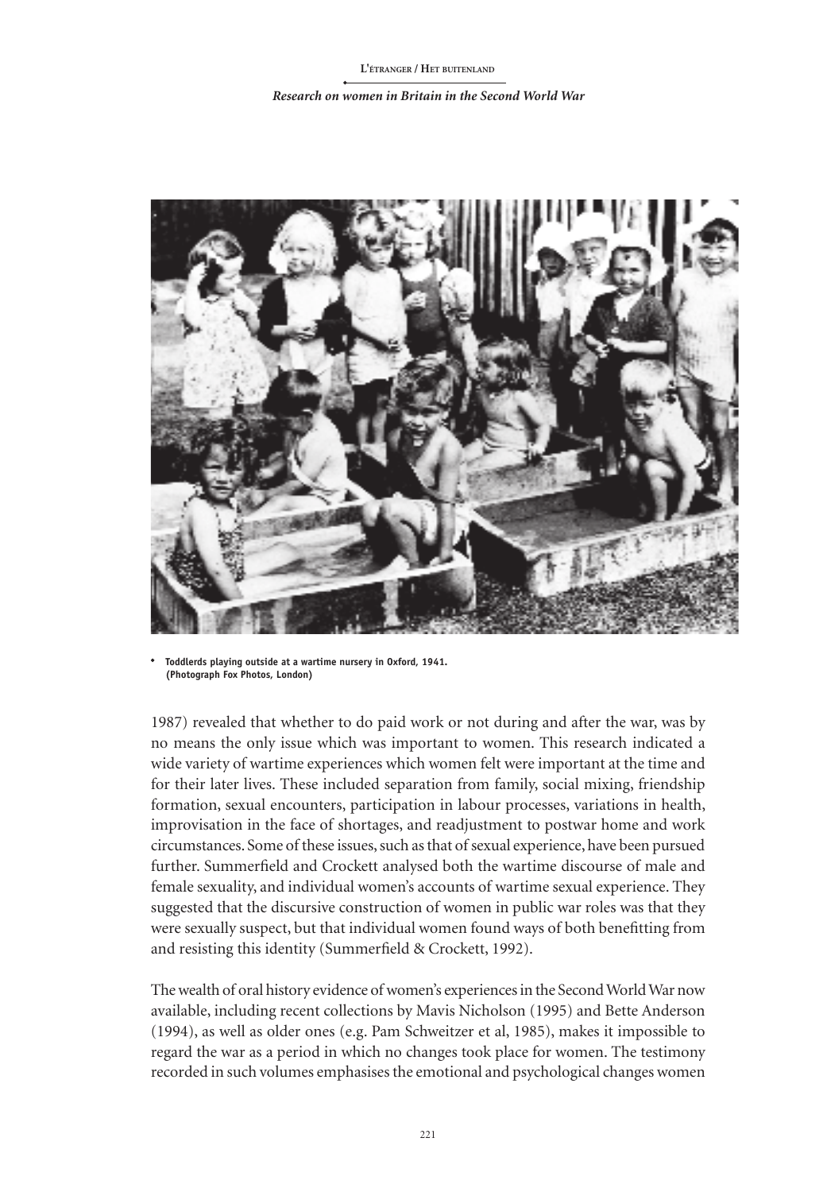• **Toddlerds playing outside at a wartime nursery in Oxford, 1941. (Photograph Fox Photos, London)**

1987) revealed that whether to do paid work or not during and after the war, was by no means the only issue which was important to women. This research indicated a wide variety of wartime experiences which women felt were important at the time and for their later lives. These included separation from family, social mixing, friendship formation, sexual encounters, participation in labour processes, variations in health, improvisation in the face of shortages, and readjustment to postwar home and work circumstances. Some of these issues, such as that of sexual experience, have been pursued further. Summerfield and Crockett analysed both the wartime discourse of male and female sexuality, and individual women's accounts of wartime sexual experience. They suggested that the discursive construction of women in public war roles was that they were sexually suspect, but that individual women found ways of both benefitting from and resisting this identity (Summerfield & Crockett, 1992).

The wealth of oral history evidence of women's experiences in the Second World War now available, including recent collections by Mavis Nicholson (1995) and Bette Anderson (1994), as well as older ones (e.g. Pam Schweitzer et al, 1985), makes it impossible to regard the war as a period in which no changes took place for women. The testimony recorded in such volumes emphasises the emotional and psychological changes women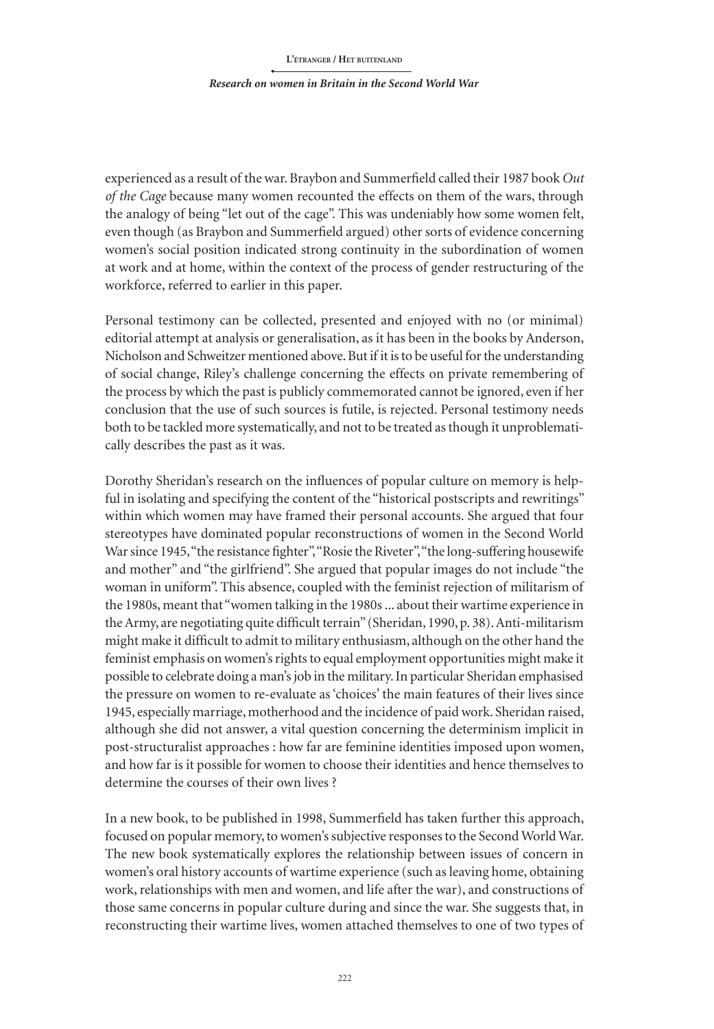experienced as a result of the war. Braybon and Summerfield called their 1987 book *Out of the Cage* because many women recounted the effects on them of the wars, through the analogy of being "let out of the cage". This was undeniably how some women felt, even though (as Braybon and Summerfield argued) other sorts of evidence concerning women's social position indicated strong continuity in the subordination of women at work and at home, within the context of the process of gender restructuring of the workforce, referred to earlier in this paper.

Personal testimony can be collected, presented and enjoyed with no (or minimal) editorial attempt at analysis or generalisation, as it has been in the books by Anderson, Nicholson and Schweitzer mentioned above. But if it is to be useful for the understanding of social change, Riley's challenge concerning the effects on private remembering of the process by which the past is publicly commemorated cannot be ignored, even if her conclusion that the use of such sources is futile, is rejected. Personal testimony needs both to be tackled more systematically, and not to be treated as though it unproblematically describes the past as it was.

Dorothy Sheridan's research on the influences of popular culture on memory is helpful in isolating and specifying the content of the "historical postscripts and rewritings" within which women may have framed their personal accounts. She argued that four stereotypes have dominated popular reconstructions of women in the Second World War since 1945, "the resistance fighter", "Rosie the Riveter", "the long-suffering housewife and mother" and "the girlfriend". She argued that popular images do not include "the woman in uniform". This absence, coupled with the feminist rejection of militarism of the 1980s, meant that "women talking in the 1980s ... about their wartime experience in the Army, are negotiating quite difficult terrain" (Sheridan, 1990, p. 38). Anti-militarism might make it difficult to admit to military enthusiasm, although on the other hand the feminist emphasis on women's rights to equal employment opportunities might make it possible to celebrate doing a man's job in the military. In particular Sheridan emphasised the pressure on women to re-evaluate as 'choices' the main features of their lives since 1945, especially marriage, motherhood and the incidence of paid work. Sheridan raised, although she did not answer, a vital question concerning the determinism implicit in post-structuralist approaches : how far are feminine identities imposed upon women, and how far is it possible for women to choose their identities and hence themselves to determine the courses of their own lives ?

In a new book, to be published in 1998, Summerfield has taken further this approach, focused on popular memory, to women's subjective responses to the Second World War. The new book systematically explores the relationship between issues of concern in women's oral history accounts of wartime experience (such as leaving home, obtaining work, relationships with men and women, and life after the war), and constructions of those same concerns in popular culture during and since the war. She suggests that, in reconstructing their wartime lives, women attached themselves to one of two types of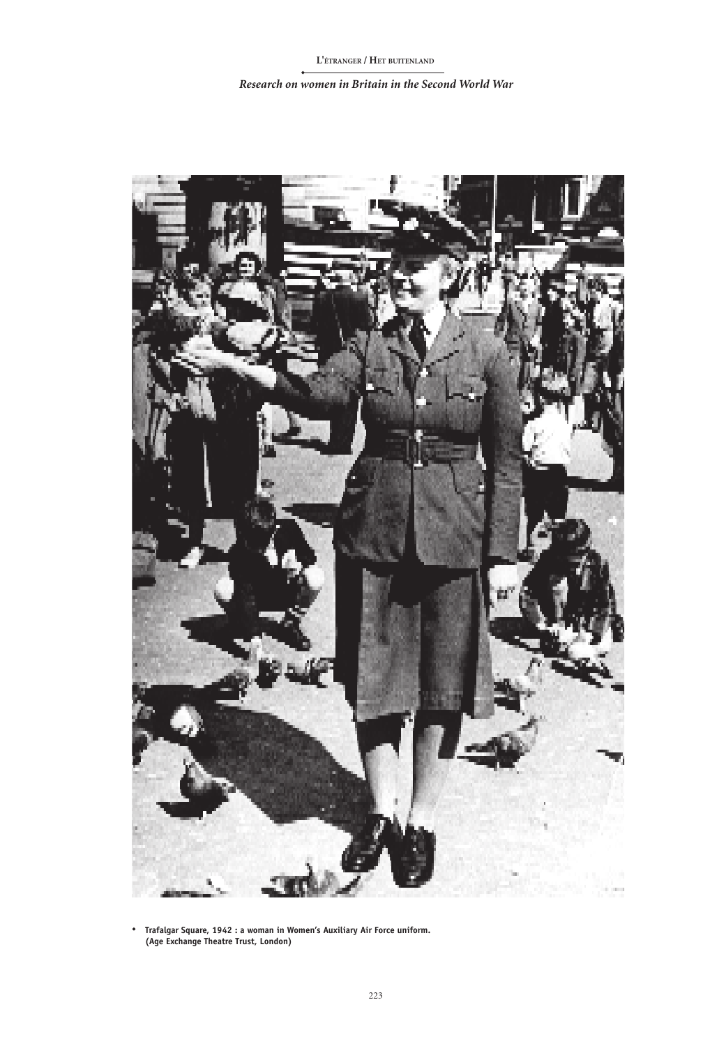• Trafalgar Square, 1942 : a woman in Women's Auxiliary Air Force uniform. (Age Exchange Theatre Trust, London)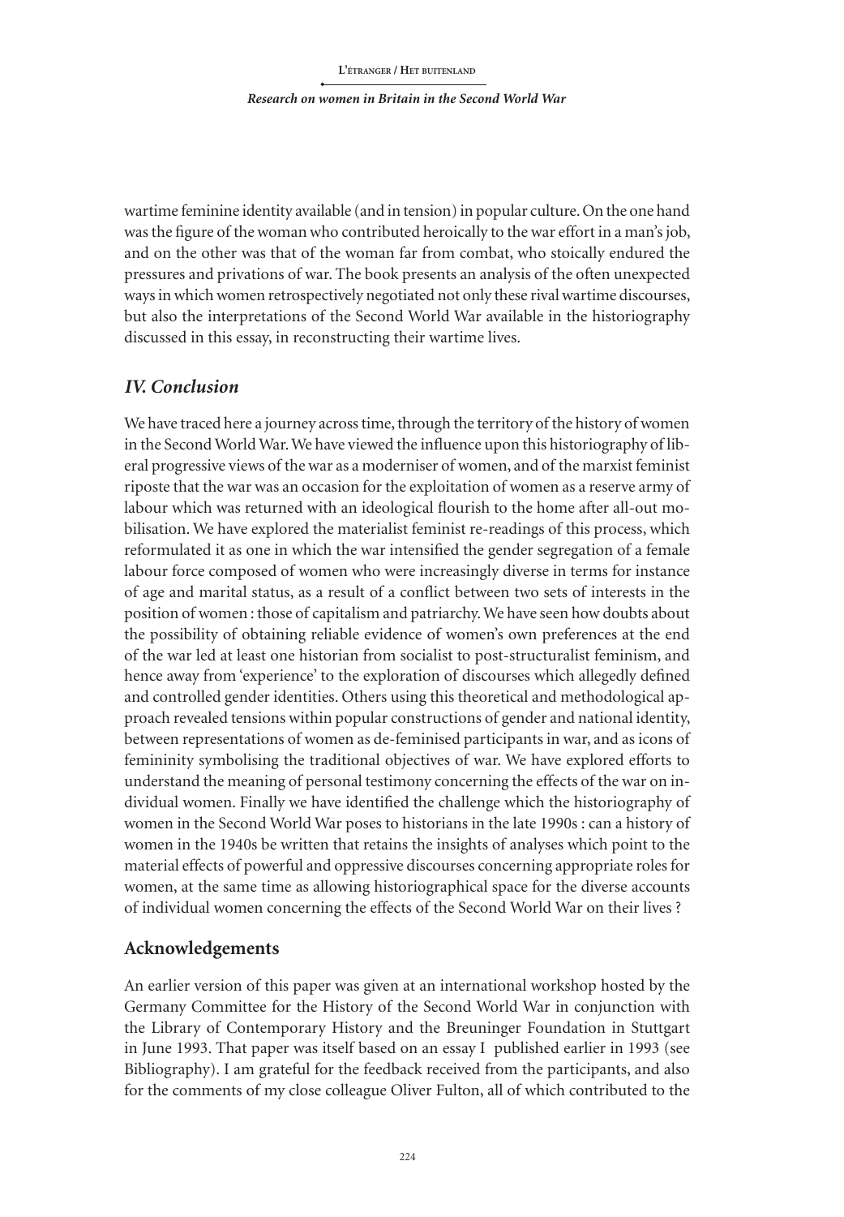wartime feminine identity available (and in tension) in popular culture. On the one hand was the figure of the woman who contributed heroically to the war effort in a man's job, and on the other was that of the woman far from combat, who stoically endured the pressures and privations of war. The book presents an analysis of the often unexpected ways in which women retrospectively negotiated not only these rival wartime discourses, but also the interpretations of the Second World War available in the historiography discussed in this essay, in reconstructing their wartime lives.

## *IV. Conclusion*

We have traced here a journey across time, through the territory of the history of women in the Second World War. We have viewed the influence upon this historiography of liberal progressive views of the war as a moderniser of women, and of the marxist feminist riposte that the war was an occasion for the exploitation of women as a reserve army of labour which was returned with an ideological flourish to the home after all-out mobilisation. We have explored the materialist feminist re-readings of this process, which reformulated it as one in which the war intensified the gender segregation of a female labour force composed of women who were increasingly diverse in terms for instance of age and marital status, as a result of a conflict between two sets of interests in the position of women : those of capitalism and patriarchy. We have seen how doubts about the possibility of obtaining reliable evidence of women's own preferences at the end of the war led at least one historian from socialist to post-structuralist feminism, and hence away from 'experience' to the exploration of discourses which allegedly defined and controlled gender identities. Others using this theoretical and methodological approach revealed tensions within popular constructions of gender and national identity, between representations of women as de-feminised participants in war, and as icons of femininity symbolising the traditional objectives of war. We have explored efforts to understand the meaning of personal testimony concerning the effects of the war on individual women. Finally we have identified the challenge which the historiography of women in the Second World War poses to historians in the late 1990s : can a history of women in the 1940s be written that retains the insights of analyses which point to the material effects of powerful and oppressive discourses concerning appropriate roles for women, at the same time as allowing historiographical space for the diverse accounts of individual women concerning the effects of the Second World War on their lives ?

## Acknowledgements

An earlier version of this paper was given at an international workshop hosted by the Germany Committee for the History of the Second World War in conjunction with the Library of Contemporary History and the Breuninger Foundation in Stuttgart in June 1993. That paper was itself based on an essay I published earlier in 1993 (see Bibliography). I am grateful for the feedback received from the participants, and also for the comments of my close colleague Oliver Fulton, all of which contributed to the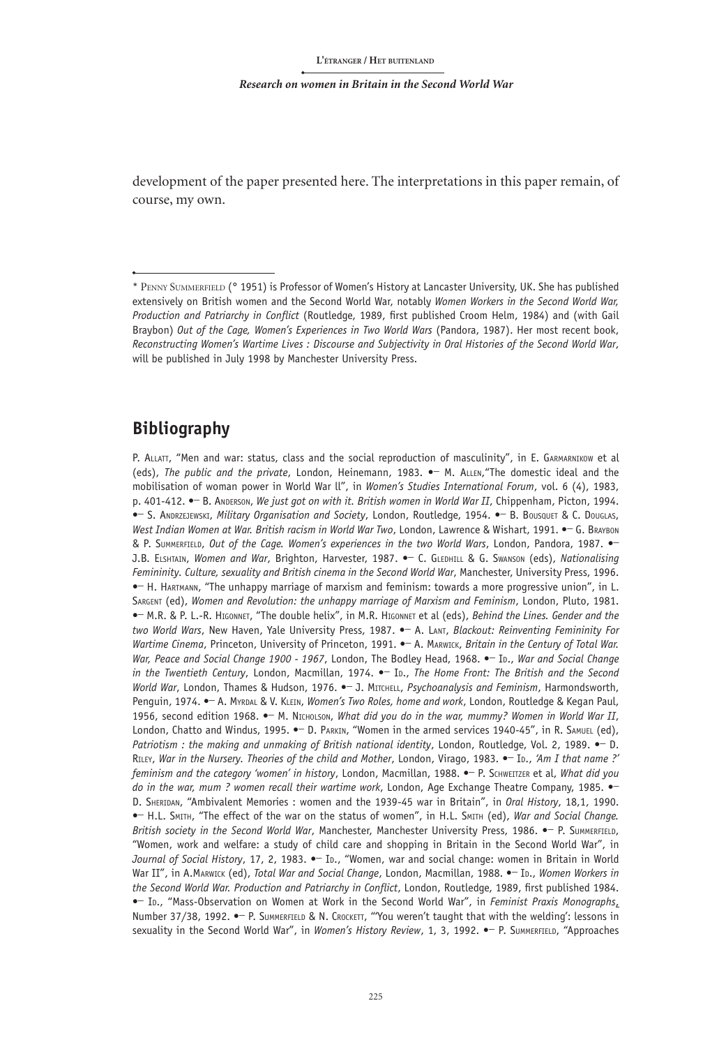development of the paper presented here. The interpretations in this paper remain, of course, my own.

---

\* Penny Summerfield (° 1951) is Professor of Women's History at Lancaster University, UK. She has published extensively on British women and the Second World War, notably *Women Workers in the Second World War, Production and Patriarchy in Conflict* (Routledge, 1989, first published Croom Helm, 1984) and (with Gail Braybon) *Out of the Cage, Women's Experiences in Two World Wars* (Pandora, 1987). Her most recent book, *Reconstructing Women's Wartime Lives : Discourse and Subjectivity in Oral Histories of the Second World War*, will be published in July 1998 by Manchester University Press.

## Bibliography

P. Allatt, "Men and war: status, class and the social reproduction of masculinity", in E. Garmarnikow et al (eds), *The public and the private*, London, Heinemann, 1983. •– M. Allen,"The domestic ideal and the mobilisation of woman power in World War ll", in *Women's Studies International Forum*, vol. 6 (4), 1983, p. 401-412. •– B. Anderson, *We just got on with it. British women in World War II*, Chippenham, Picton, 1994. •– S. Andrzejewski, *Military Organisation and Society*, London, Routledge, 1954. •– B. Bousquet & C. Douglas, *West Indian Women at War. British racism in World War Two*, London, Lawrence & Wishart, 1991. •– G. Braybon & P. Summerfield, *Out of the Cage. Women's experiences in the two World Wars*, London, Pandora, 1987. •– J.B. Elshtain, *Women and War*, Brighton, Harvester, 1987. •– C. Gledhill & G. Swanson (eds), *Nationalising Femininity. Culture, sexuality and British cinema in the Second World War*, Manchester, University Press, 1996. •– H. Hartmann, "The unhappy marriage of marxism and feminism: towards a more progressive union", in L. Sargent (ed), *Women and Revolution: the unhappy marriage of Marxism and Feminism*, London, Pluto, 1981. •– M.R. & P. L.-R. Higonnet, "The double helix", in M.R. Higonnet et al (eds), *Behind the Lines. Gender and the two World Wars*, New Haven, Yale University Press, 1987. •– A. Lant, *Blackout: Reinventing Femininity For Wartime Cinema*, Princeton, University of Princeton, 1991. •– A. Marwick, *Britain in the Century of Total War. War, Peace and Social Change 1900 - 1967*, London, The Bodley Head, 1968. •– Id., *War and Social Change in the Twentieth Century*, London, Macmillan, 1974. •– Id., *The Home Front: The British and the Second World War*, London, Thames & Hudson, 1976. •– J. Mitchell, *Psychoanalysis and Feminism*, Harmondsworth, Penguin, 1974. •– A. Myrdal & V. Klein, *Women's Two Roles, home and work*, London, Routledge & Kegan Paul, 1956, second edition 1968. •– M. Nicholson, *What did you do in the war, mummy? Women in World War II*, London, Chatto and Windus, 1995. •– D. Parkin, "Women in the armed services 1940-45", in R. Samuel (ed), *Patriotism : the making and unmaking of British national identity*, London, Routledge, Vol. 2, 1989. •– D. Riley, *War in the Nursery. Theories of the child and Mother*, London, Virago, 1983. •– Id., *'Am I that name ?' feminism and the category 'women' in history*, London, Macmillan, 1988. •– P. Schweitzer et al, *What did you do in the war, mum ? women recall their wartime work*, London, Age Exchange Theatre Company, 1985. •– D. Sheridan, "Ambivalent Memories : women and the 1939-45 war in Britain", in *Oral History*, 18,1, 1990. •– H.L. Smith, "The effect of the war on the status of women", in H.L. Smith (ed), *War and Social Change. British society in the Second World War*, Manchester, Manchester University Press, 1986. •– P. Summerfield, "Women, work and welfare: a study of child care and shopping in Britain in the Second World War", in *Journal of Social History*, 17, 2, 1983. •– Id., "Women, war and social change: women in Britain in World War II", in A.Marwick (ed), *Total War and Social Change*, London, Macmillan, 1988. •– Id., *Women Workers in the Second World War. Production and Patriarchy in Conflict*, London, Routledge, 1989, first published 1984. •– Id., "Mass-Observation on Women at Work in the Second World War", in *Feminist Praxis Monographs*, Number 37/38, 1992. •– P. Summerfield & N. Crockett, "'You weren't taught that with the welding': lessons in sexuality in the Second World War", in *Women's History Review*, 1, 3, 1992. •– P. Summerfield, "Approaches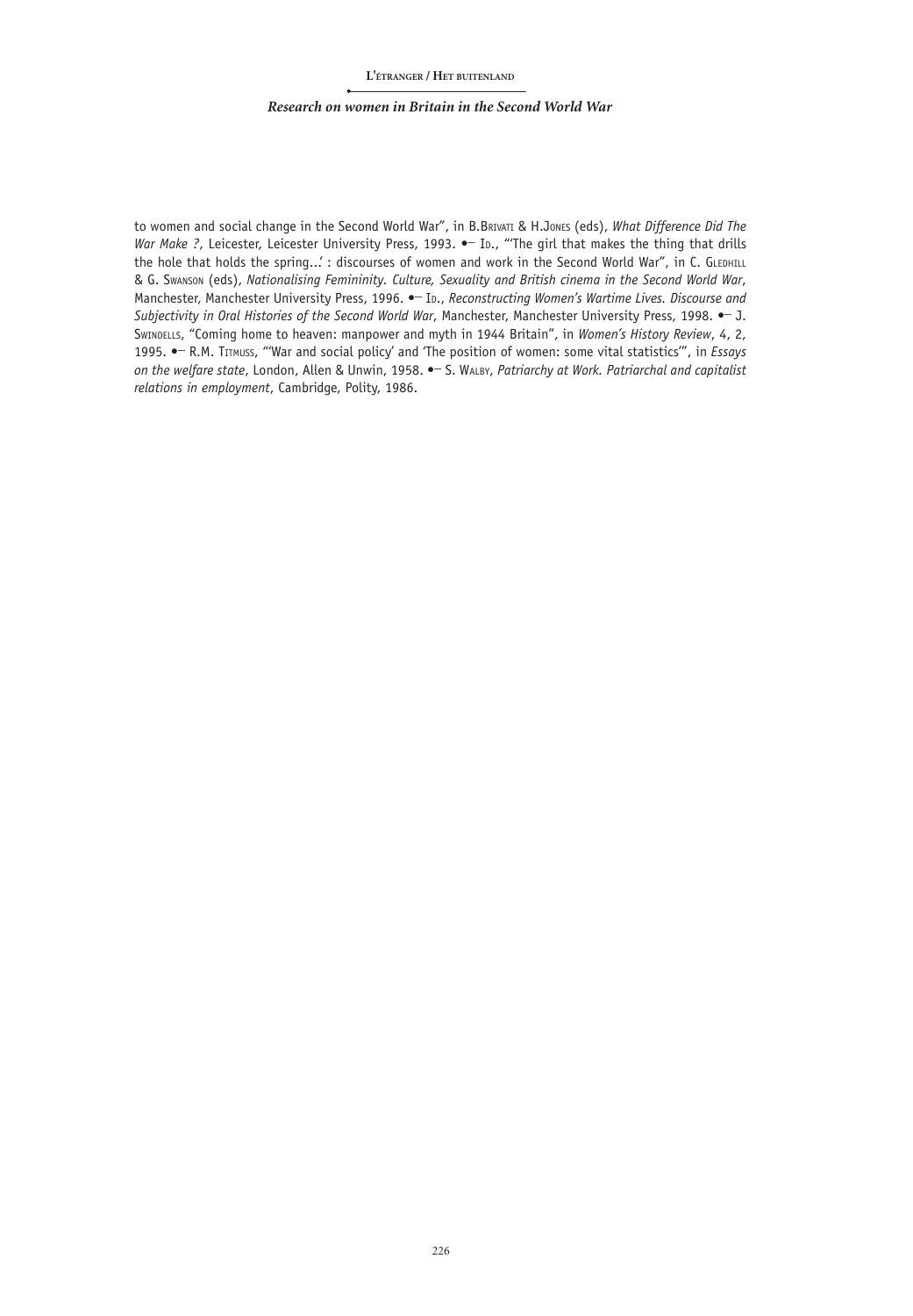to women and social change in the Second World War", in B.Brivati & H.Jones (eds), *What Difference Did The War Make ?*, Leicester, Leicester University Press, 1993. •– Id., "'The girl that makes the thing that drills the hole that holds the spring...' : discourses of women and work in the Second World War", in C. Gledhill & G. Swanson (eds), *Nationalising Femininity. Culture, Sexuality and British cinema in the Second World War*, Manchester, Manchester University Press, 1996. •– Id., *Reconstructing Women's Wartime Lives. Discourse and Subjectivity in Oral Histories of the Second World War*, Manchester, Manchester University Press, 1998. •– J. Swindells, "Coming home to heaven: manpower and myth in 1944 Britain", in *Women's History Review*, 4, 2, 1995. •– R.M. Titmuss, "'War and social policy' and 'The position of women: some vital statistics'", in *Essays on the welfare state*, London, Allen & Unwin, 1958. •– S. Walby, *Patriarchy at Work. Patriarchal and capitalist relations in employment*, Cambridge, Polity, 1986.